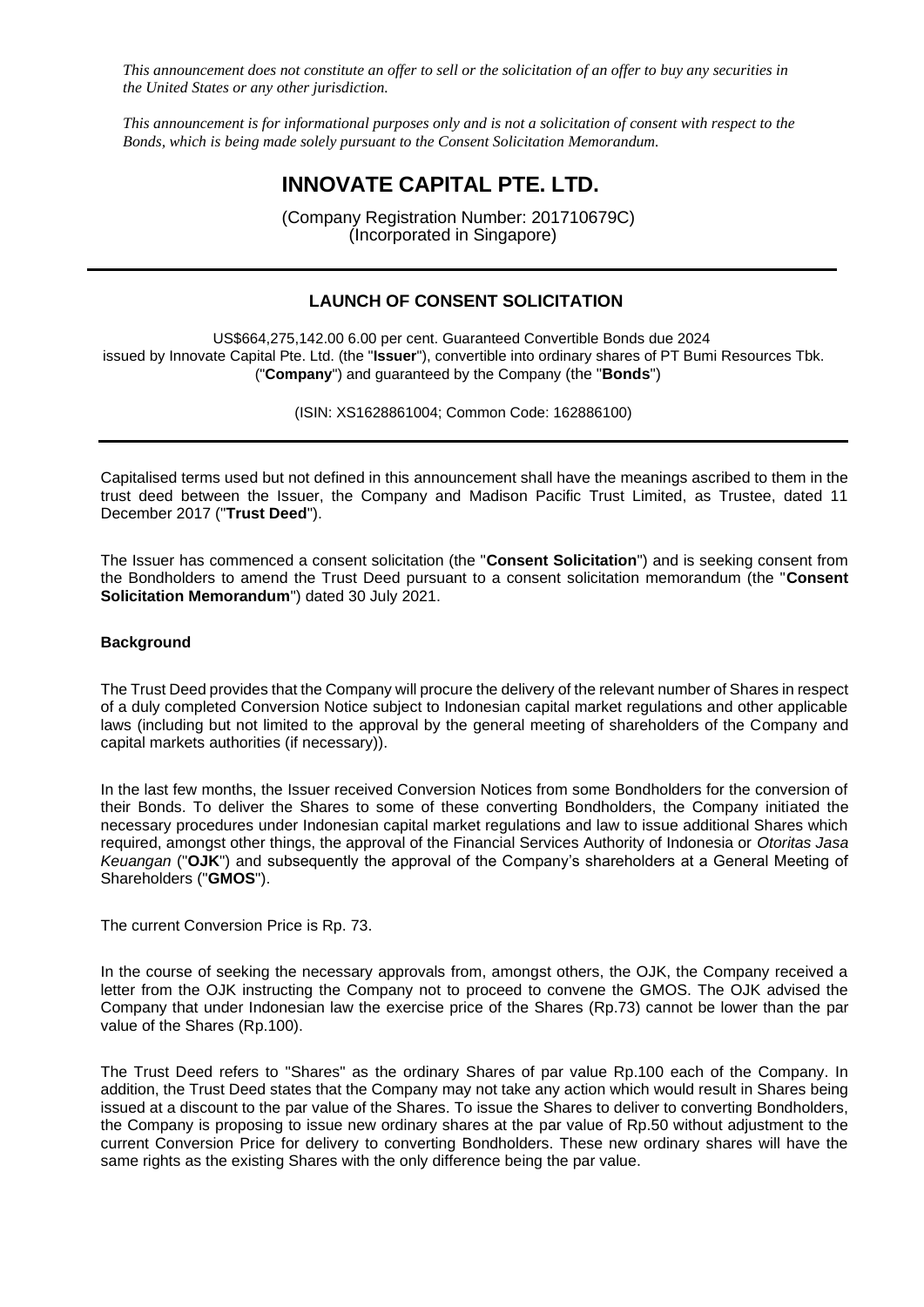*This announcement does not constitute an offer to sell or the solicitation of an offer to buy any securities in the United States or any other jurisdiction.*

*This announcement is for informational purposes only and is not a solicitation of consent with respect to the Bonds, which is being made solely pursuant to the Consent Solicitation Memorandum.*

# INNOVATE CAPITAL PTE. LTD.

(Company Registration Number: 201710679C)
(Incorporated in Singapore)

---

## LAUNCH OF CONSENT SOLICITATION

US$664,275,142.00 6.00 per cent. Guaranteed Convertible Bonds due 2024 issued by Innovate Capital Pte. Ltd. (the "**Issuer**"), convertible into ordinary shares of PT Bumi Resources Tbk. ("**Company**") and guaranteed by the Company (the "**Bonds**")

(ISIN: XS1628861004; Common Code: 162886100)

---

Capitalised terms used but not defined in this announcement shall have the meanings ascribed to them in the trust deed between the Issuer, the Company and Madison Pacific Trust Limited, as Trustee, dated 11 December 2017 ("**Trust Deed**").

The Issuer has commenced a consent solicitation (the "**Consent Solicitation**") and is seeking consent from the Bondholders to amend the Trust Deed pursuant to a consent solicitation memorandum (the "**Consent Solicitation Memorandum**") dated 30 July 2021.

**Background**

The Trust Deed provides that the Company will procure the delivery of the relevant number of Shares in respect of a duly completed Conversion Notice subject to Indonesian capital market regulations and other applicable laws (including but not limited to the approval by the general meeting of shareholders of the Company and capital markets authorities (if necessary)).

In the last few months, the Issuer received Conversion Notices from some Bondholders for the conversion of their Bonds. To deliver the Shares to some of these converting Bondholders, the Company initiated the necessary procedures under Indonesian capital market regulations and law to issue additional Shares which required, amongst other things, the approval of the Financial Services Authority of Indonesia or *Otoritas Jasa Keuangan* ("**OJK**") and subsequently the approval of the Company's shareholders at a General Meeting of Shareholders ("**GMOS**").

The current Conversion Price is Rp. 73.

In the course of seeking the necessary approvals from, amongst others, the OJK, the Company received a letter from the OJK instructing the Company not to proceed to convene the GMOS. The OJK advised the Company that under Indonesian law the exercise price of the Shares (Rp.73) cannot be lower than the par value of the Shares (Rp.100).

The Trust Deed refers to "Shares" as the ordinary Shares of par value Rp.100 each of the Company. In addition, the Trust Deed states that the Company may not take any action which would result in Shares being issued at a discount to the par value of the Shares. To issue the Shares to deliver to converting Bondholders, the Company is proposing to issue new ordinary shares at the par value of Rp.50 without adjustment to the current Conversion Price for delivery to converting Bondholders. These new ordinary shares will have the same rights as the existing Shares with the only difference being the par value.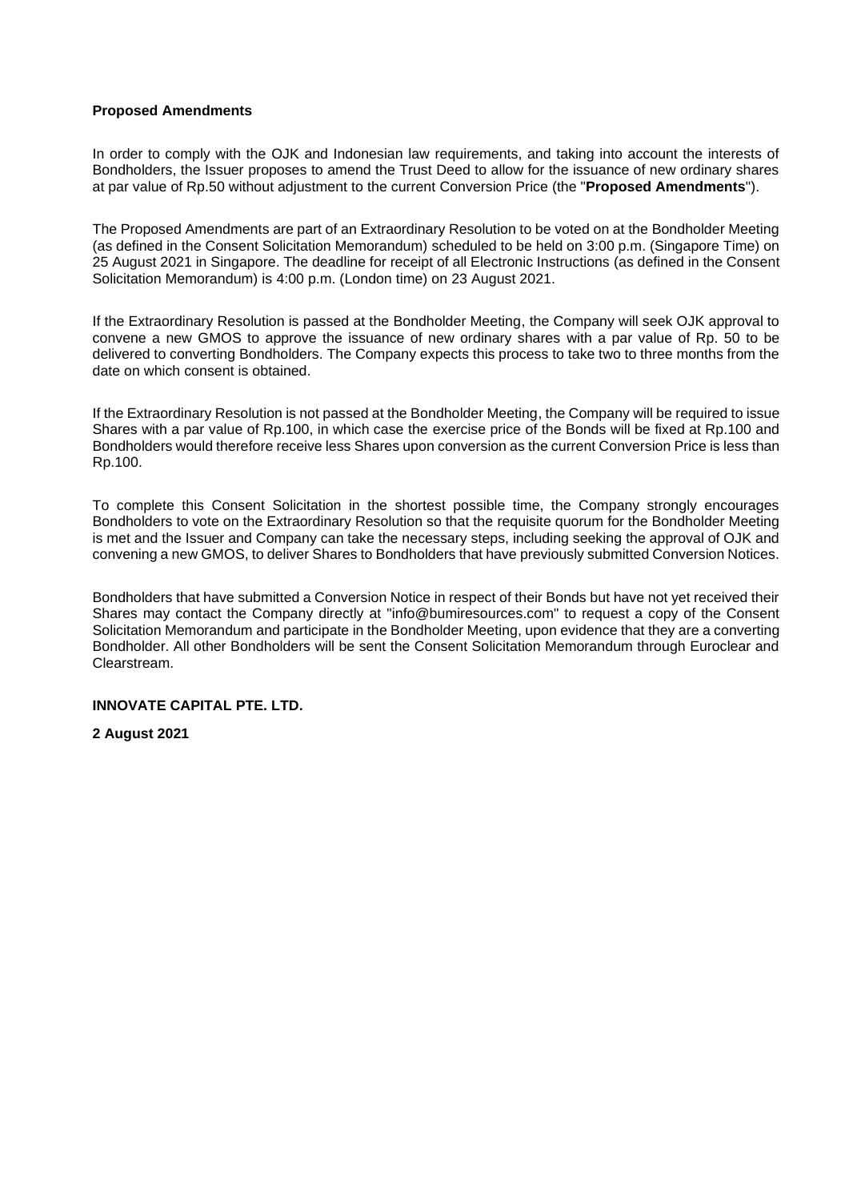**Proposed Amendments**

In order to comply with the OJK and Indonesian law requirements, and taking into account the interests of Bondholders, the Issuer proposes to amend the Trust Deed to allow for the issuance of new ordinary shares at par value of Rp.50 without adjustment to the current Conversion Price (the "**Proposed Amendments**").

The Proposed Amendments are part of an Extraordinary Resolution to be voted on at the Bondholder Meeting (as defined in the Consent Solicitation Memorandum) scheduled to be held on 3:00 p.m. (Singapore Time) on 25 August 2021 in Singapore. The deadline for receipt of all Electronic Instructions (as defined in the Consent Solicitation Memorandum) is 4:00 p.m. (London time) on 23 August 2021.

If the Extraordinary Resolution is passed at the Bondholder Meeting, the Company will seek OJK approval to convene a new GMOS to approve the issuance of new ordinary shares with a par value of Rp. 50 to be delivered to converting Bondholders. The Company expects this process to take two to three months from the date on which consent is obtained.

If the Extraordinary Resolution is not passed at the Bondholder Meeting, the Company will be required to issue Shares with a par value of Rp.100, in which case the exercise price of the Bonds will be fixed at Rp.100 and Bondholders would therefore receive less Shares upon conversion as the current Conversion Price is less than Rp.100.

To complete this Consent Solicitation in the shortest possible time, the Company strongly encourages Bondholders to vote on the Extraordinary Resolution so that the requisite quorum for the Bondholder Meeting is met and the Issuer and Company can take the necessary steps, including seeking the approval of OJK and convening a new GMOS, to deliver Shares to Bondholders that have previously submitted Conversion Notices.

Bondholders that have submitted a Conversion Notice in respect of their Bonds but have not yet received their Shares may contact the Company directly at "info@bumiresources.com" to request a copy of the Consent Solicitation Memorandum and participate in the Bondholder Meeting, upon evidence that they are a converting Bondholder. All other Bondholders will be sent the Consent Solicitation Memorandum through Euroclear and Clearstream.

**INNOVATE CAPITAL PTE. LTD.**

**2 August 2021**